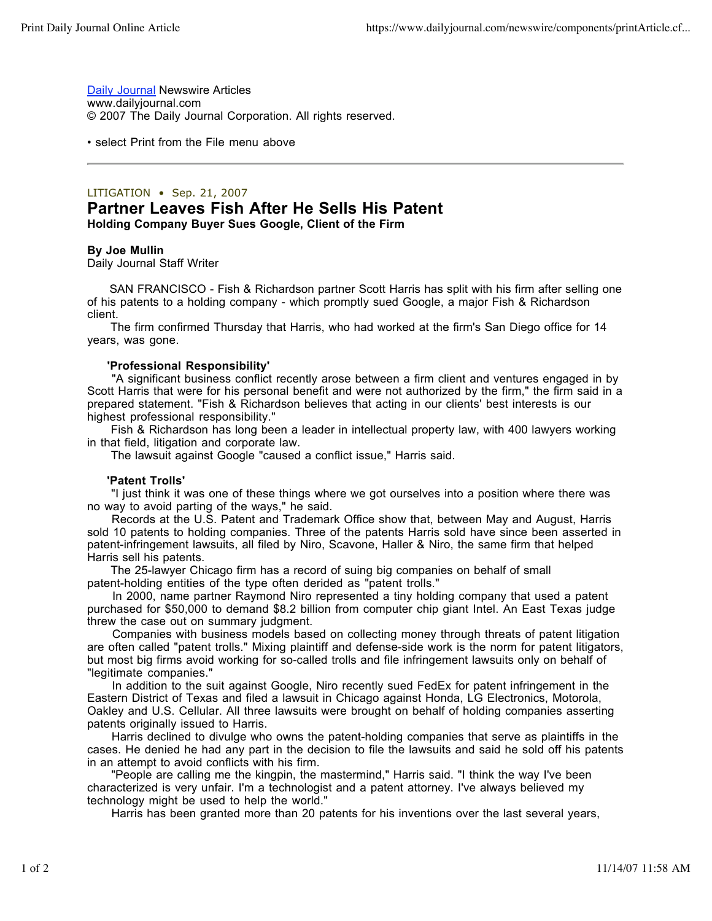Daily Journal Newswire Articles
www.dailyjournal.com
© 2007 The Daily Journal Corporation. All rights reserved.

• select Print from the File menu above

---

LITIGATION • Sep. 21, 2007

# Partner Leaves Fish After He Sells His Patent

**Holding Company Buyer Sues Google, Client of the Firm**

**By Joe Mullin**
Daily Journal Staff Writer

SAN FRANCISCO - Fish & Richardson partner Scott Harris has split with his firm after selling one of his patents to a holding company - which promptly sued Google, a major Fish & Richardson client.

The firm confirmed Thursday that Harris, who had worked at the firm's San Diego office for 14 years, was gone.

**'Professional Responsibility'**

"A significant business conflict recently arose between a firm client and ventures engaged in by Scott Harris that were for his personal benefit and were not authorized by the firm," the firm said in a prepared statement. "Fish & Richardson believes that acting in our clients' best interests is our highest professional responsibility."

Fish & Richardson has long been a leader in intellectual property law, with 400 lawyers working in that field, litigation and corporate law.

The lawsuit against Google "caused a conflict issue," Harris said.

**'Patent Trolls'**

"I just think it was one of these things where we got ourselves into a position where there was no way to avoid parting of the ways," he said.

Records at the U.S. Patent and Trademark Office show that, between May and August, Harris sold 10 patents to holding companies. Three of the patents Harris sold have since been asserted in patent-infringement lawsuits, all filed by Niro, Scavone, Haller & Niro, the same firm that helped Harris sell his patents.

The 25-lawyer Chicago firm has a record of suing big companies on behalf of small patent-holding entities of the type often derided as "patent trolls."

In 2000, name partner Raymond Niro represented a tiny holding company that used a patent purchased for $50,000 to demand $8.2 billion from computer chip giant Intel. An East Texas judge threw the case out on summary judgment.

Companies with business models based on collecting money through threats of patent litigation are often called "patent trolls." Mixing plaintiff and defense-side work is the norm for patent litigators, but most big firms avoid working for so-called trolls and file infringement lawsuits only on behalf of "legitimate companies."

In addition to the suit against Google, Niro recently sued FedEx for patent infringement in the Eastern District of Texas and filed a lawsuit in Chicago against Honda, LG Electronics, Motorola, Oakley and U.S. Cellular. All three lawsuits were brought on behalf of holding companies asserting patents originally issued to Harris.

Harris declined to divulge who owns the patent-holding companies that serve as plaintiffs in the cases. He denied he had any part in the decision to file the lawsuits and said he sold off his patents in an attempt to avoid conflicts with his firm.

"People are calling me the kingpin, the mastermind," Harris said. "I think the way I've been characterized is very unfair. I'm a technologist and a patent attorney. I've always believed my technology might be used to help the world."

Harris has been granted more than 20 patents for his inventions over the last several years,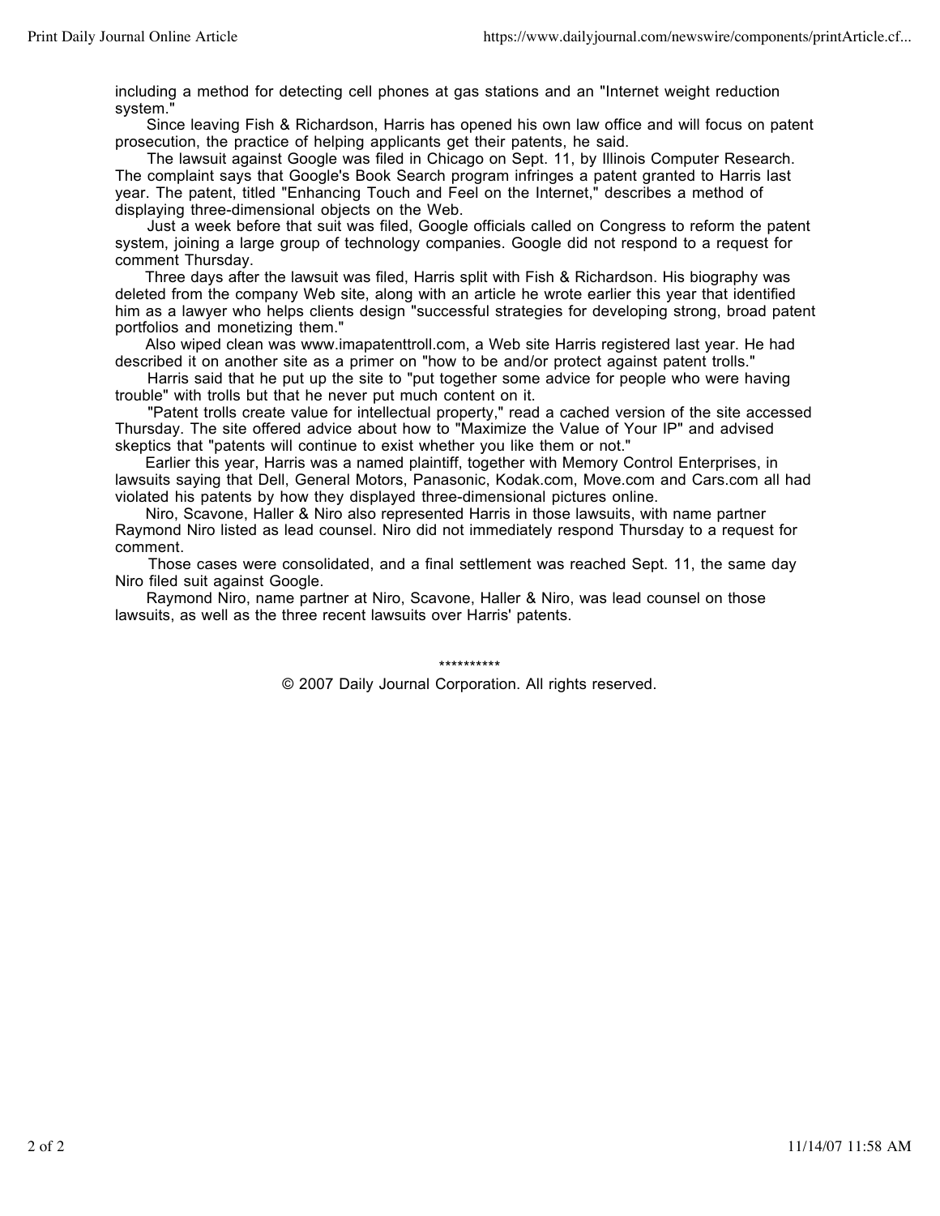including a method for detecting cell phones at gas stations and an "Internet weight reduction system."

Since leaving Fish & Richardson, Harris has opened his own law office and will focus on patent prosecution, the practice of helping applicants get their patents, he said.

The lawsuit against Google was filed in Chicago on Sept. 11, by Illinois Computer Research. The complaint says that Google's Book Search program infringes a patent granted to Harris last year. The patent, titled "Enhancing Touch and Feel on the Internet," describes a method of displaying three-dimensional objects on the Web.

Just a week before that suit was filed, Google officials called on Congress to reform the patent system, joining a large group of technology companies. Google did not respond to a request for comment Thursday.

Three days after the lawsuit was filed, Harris split with Fish & Richardson. His biography was deleted from the company Web site, along with an article he wrote earlier this year that identified him as a lawyer who helps clients design "successful strategies for developing strong, broad patent portfolios and monetizing them."

Also wiped clean was www.imapatenttroll.com, a Web site Harris registered last year. He had described it on another site as a primer on "how to be and/or protect against patent trolls."

Harris said that he put up the site to "put together some advice for people who were having trouble" with trolls but that he never put much content on it.

"Patent trolls create value for intellectual property," read a cached version of the site accessed Thursday. The site offered advice about how to "Maximize the Value of Your IP" and advised skeptics that "patents will continue to exist whether you like them or not."

Earlier this year, Harris was a named plaintiff, together with Memory Control Enterprises, in lawsuits saying that Dell, General Motors, Panasonic, Kodak.com, Move.com and Cars.com all had violated his patents by how they displayed three-dimensional pictures online.

Niro, Scavone, Haller & Niro also represented Harris in those lawsuits, with name partner Raymond Niro listed as lead counsel. Niro did not immediately respond Thursday to a request for comment.

Those cases were consolidated, and a final settlement was reached Sept. 11, the same day Niro filed suit against Google.

Raymond Niro, name partner at Niro, Scavone, Haller & Niro, was lead counsel on those lawsuits, as well as the three recent lawsuits over Harris' patents.

\*\*\*\*\*\*\*\*\*\*

© 2007 Daily Journal Corporation. All rights reserved.